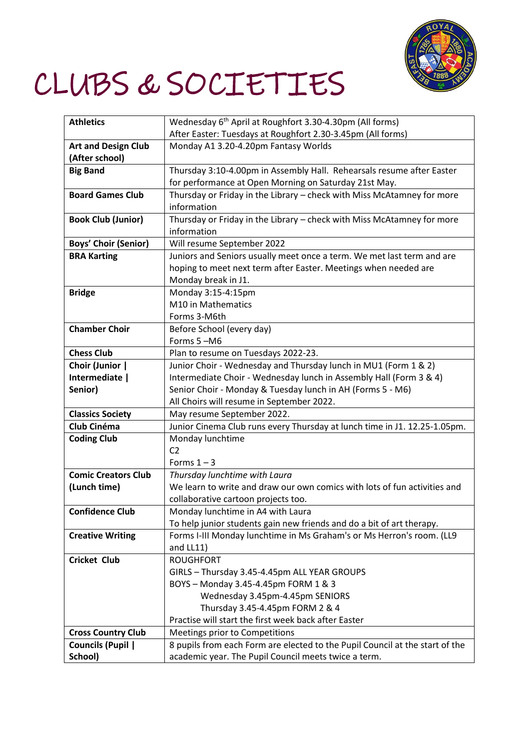# CLUBS & SOCIETIES

| | |
|---|---|
| **Athletics** | Wednesday 6th April at Roughfort 3.30-4.30pm (All forms)<br>After Easter: Tuesdays at Roughfort 2.30-3.45pm (All forms) |
| **Art and Design Club (After school)** | Monday A1 3.20-4.20pm Fantasy Worlds |
| **Big Band** | Thursday 3:10-4.00pm in Assembly Hall. Rehearsals resume after Easter for performance at Open Morning on Saturday 21st May. |
| **Board Games Club** | Thursday or Friday in the Library – check with Miss McAtamney for more information |
| **Book Club (Junior)** | Thursday or Friday in the Library – check with Miss McAtamney for more information |
| **Boys' Choir (Senior)** | Will resume September 2022 |
| **BRA Karting** | Juniors and Seniors usually meet once a term. We met last term and are hoping to meet next term after Easter. Meetings when needed are Monday break in J1. |
| **Bridge** | Monday 3:15-4:15pm<br>M10 in Mathematics<br>Forms 3-M6th |
| **Chamber Choir** | Before School (every day)<br>Forms 5 –M6 |
| **Chess Club** | Plan to resume on Tuesdays 2022-23. |
| **Choir (Junior \| Intermediate \| Senior)** | Junior Choir - Wednesday and Thursday lunch in MU1 (Form 1 & 2)<br>Intermediate Choir - Wednesday lunch in Assembly Hall (Form 3 & 4)<br>Senior Choir - Monday & Tuesday lunch in AH (Forms 5 - M6)<br>All Choirs will resume in September 2022. |
| **Classics Society** | May resume September 2022. |
| **Club Cinéma** | Junior Cinema Club runs every Thursday at lunch time in J1. 12.25-1.05pm. |
| **Coding Club** | Monday lunchtime<br>C2<br>Forms 1 – 3 |
| **Comic Creators Club (Lunch time)** | *Thursday lunchtime with Laura*<br>We learn to write and draw our own comics with lots of fun activities and collaborative cartoon projects too. |
| **Confidence Club** | Monday lunchtime in A4 with Laura<br>To help junior students gain new friends and do a bit of art therapy. |
| **Creative Writing** | Forms I-III Monday lunchtime in Ms Graham's or Ms Herron's room. (LL9 and LL11) |
| **Cricket Club** | ROUGHFORT<br>GIRLS – Thursday 3.45-4.45pm ALL YEAR GROUPS<br>BOYS – Monday 3.45-4.45pm FORM 1 & 3<br>Wednesday 3.45pm-4.45pm SENIORS<br>Thursday 3.45-4.45pm FORM 2 & 4<br>Practise will start the first week back after Easter |
| **Cross Country Club** | Meetings prior to Competitions |
| **Councils (Pupil \| School)** | 8 pupils from each Form are elected to the Pupil Council at the start of the academic year. The Pupil Council meets twice a term. |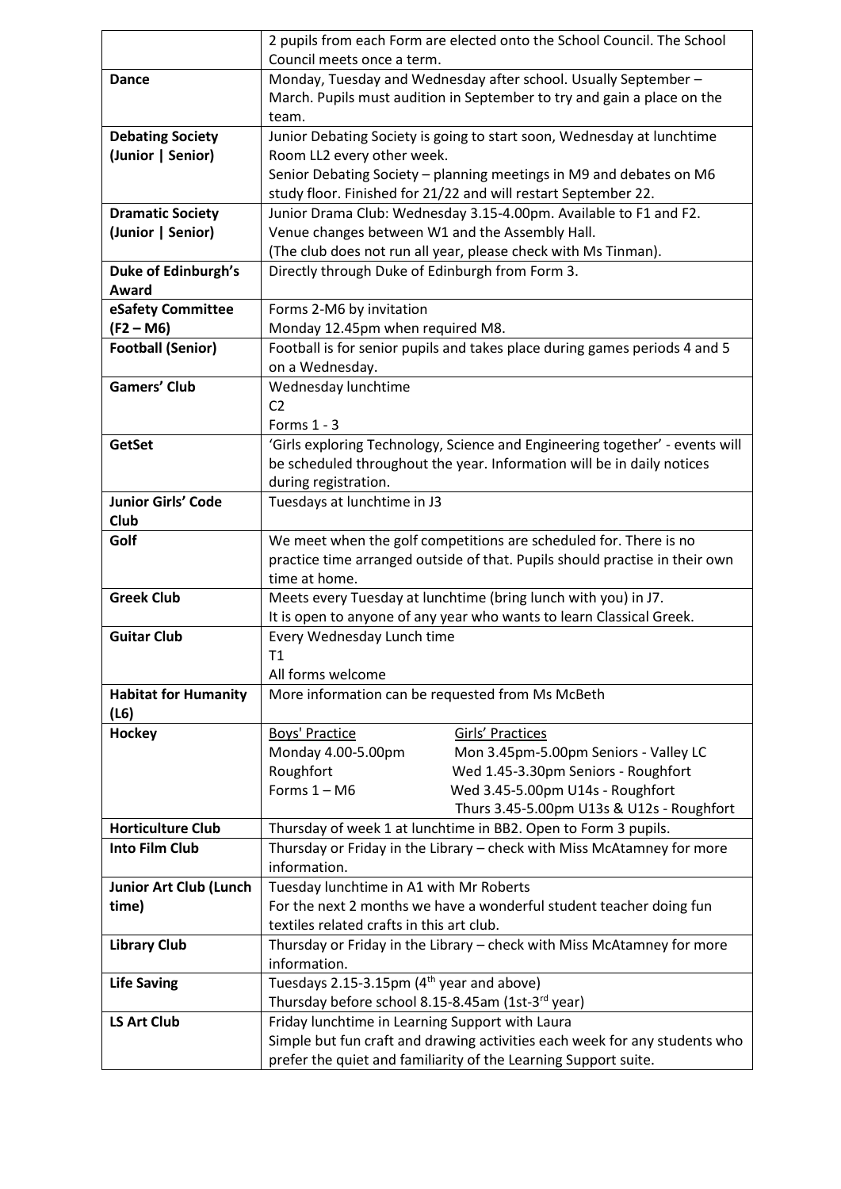| | |
|---|---|
| | 2 pupils from each Form are elected onto the School Council. The School Council meets once a term. |
| **Dance** | Monday, Tuesday and Wednesday after school. Usually September – March. Pupils must audition in September to try and gain a place on the team. |
| **Debating Society (Junior \| Senior)** | Junior Debating Society is going to start soon, Wednesday at lunchtime Room LL2 every other week.<br>Senior Debating Society – planning meetings in M9 and debates on M6 study floor. Finished for 21/22 and will restart September 22. |
| **Dramatic Society (Junior \| Senior)** | Junior Drama Club: Wednesday 3.15-4.00pm. Available to F1 and F2. Venue changes between W1 and the Assembly Hall.<br>(The club does not run all year, please check with Ms Tinman). |
| **Duke of Edinburgh's Award** | Directly through Duke of Edinburgh from Form 3. |
| **eSafety Committee (F2 – M6)** | Forms 2-M6 by invitation<br>Monday 12.45pm when required M8. |
| **Football (Senior)** | Football is for senior pupils and takes place during games periods 4 and 5 on a Wednesday. |
| **Gamers' Club** | Wednesday lunchtime<br>C2<br>Forms 1 - 3 |
| **GetSet** | 'Girls exploring Technology, Science and Engineering together' - events will be scheduled throughout the year. Information will be in daily notices during registration. |
| **Junior Girls' Code Club** | Tuesdays at lunchtime in J3 |
| **Golf** | We meet when the golf competitions are scheduled for. There is no practice time arranged outside of that. Pupils should practise in their own time at home. |
| **Greek Club** | Meets every Tuesday at lunchtime (bring lunch with you) in J7.<br>It is open to anyone of any year who wants to learn Classical Greek. |
| **Guitar Club** | Every Wednesday Lunch time<br>T1<br>All forms welcome |
| **Habitat for Humanity (L6)** | More information can be requested from Ms McBeth |
| **Hockey** | Boys' Practice<br>Monday 4.00-5.00pm<br>Roughfort<br>Forms 1 – M6<br><br>Girls' Practices<br>Mon 3.45pm-5.00pm Seniors - Valley LC<br>Wed 1.45-3.30pm Seniors - Roughfort<br>Wed 3.45-5.00pm U14s - Roughfort<br>Thurs 3.45-5.00pm U13s & U12s - Roughfort |
| **Horticulture Club** | Thursday of week 1 at lunchtime in BB2. Open to Form 3 pupils. |
| **Into Film Club** | Thursday or Friday in the Library – check with Miss McAtamney for more information. |
| **Junior Art Club (Lunch time)** | Tuesday lunchtime in A1 with Mr Roberts<br>For the next 2 months we have a wonderful student teacher doing fun textiles related crafts in this art club. |
| **Library Club** | Thursday or Friday in the Library – check with Miss McAtamney for more information. |
| **Life Saving** | Tuesdays 2.15-3.15pm (4th year and above)<br>Thursday before school 8.15-8.45am (1st-3rd year) |
| **LS Art Club** | Friday lunchtime in Learning Support with Laura<br>Simple but fun craft and drawing activities each week for any students who prefer the quiet and familiarity of the Learning Support suite. |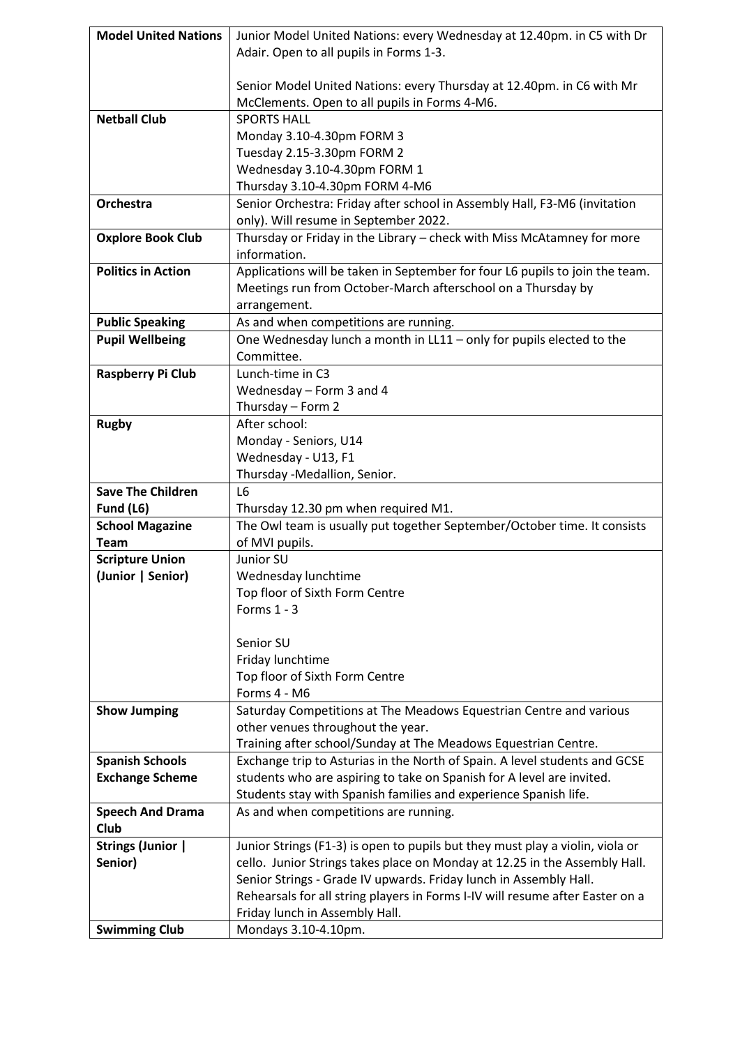| **Model United Nations** | Junior Model United Nations: every Wednesday at 12.40pm. in C5 with Dr Adair. Open to all pupils in Forms 1-3.<br><br>Senior Model United Nations: every Thursday at 12.40pm. in C6 with Mr McClements. Open to all pupils in Forms 4-M6. |
|---|---|
| **Netball Club** | SPORTS HALL<br>Monday 3.10-4.30pm FORM 3<br>Tuesday 2.15-3.30pm FORM 2<br>Wednesday 3.10-4.30pm FORM 1<br>Thursday 3.10-4.30pm FORM 4-M6 |
| **Orchestra** | Senior Orchestra: Friday after school in Assembly Hall, F3-M6 (invitation only). Will resume in September 2022. |
| **Oxplore Book Club** | Thursday or Friday in the Library – check with Miss McAtamney for more information. |
| **Politics in Action** | Applications will be taken in September for four L6 pupils to join the team. Meetings run from October-March afterschool on a Thursday by arrangement. |
| **Public Speaking** | As and when competitions are running. |
| **Pupil Wellbeing** | One Wednesday lunch a month in LL11 – only for pupils elected to the Committee. |
| **Raspberry Pi Club** | Lunch-time in C3<br>Wednesday – Form 3 and 4<br>Thursday – Form 2 |
| **Rugby** | After school:<br>Monday - Seniors, U14<br>Wednesday - U13, F1<br>Thursday -Medallion, Senior. |
| **Save The Children Fund (L6)** | L6<br>Thursday 12.30 pm when required M1. |
| **School Magazine Team** | The Owl team is usually put together September/October time. It consists of MVI pupils. |
| **Scripture Union (Junior \| Senior)** | Junior SU<br>Wednesday lunchtime<br>Top floor of Sixth Form Centre<br>Forms 1 - 3<br><br>Senior SU<br>Friday lunchtime<br>Top floor of Sixth Form Centre<br>Forms 4 - M6 |
| **Show Jumping** | Saturday Competitions at The Meadows Equestrian Centre and various other venues throughout the year.<br>Training after school/Sunday at The Meadows Equestrian Centre. |
| **Spanish Schools Exchange Scheme** | Exchange trip to Asturias in the North of Spain. A level students and GCSE students who are aspiring to take on Spanish for A level are invited. Students stay with Spanish families and experience Spanish life. |
| **Speech And Drama Club** | As and when competitions are running. |
| **Strings (Junior \| Senior)** | Junior Strings (F1-3) is open to pupils but they must play a violin, viola or cello. Junior Strings takes place on Monday at 12.25 in the Assembly Hall.<br>Senior Strings - Grade IV upwards. Friday lunch in Assembly Hall.<br>Rehearsals for all string players in Forms I-IV will resume after Easter on a Friday lunch in Assembly Hall. |
| **Swimming Club** | Mondays 3.10-4.10pm. |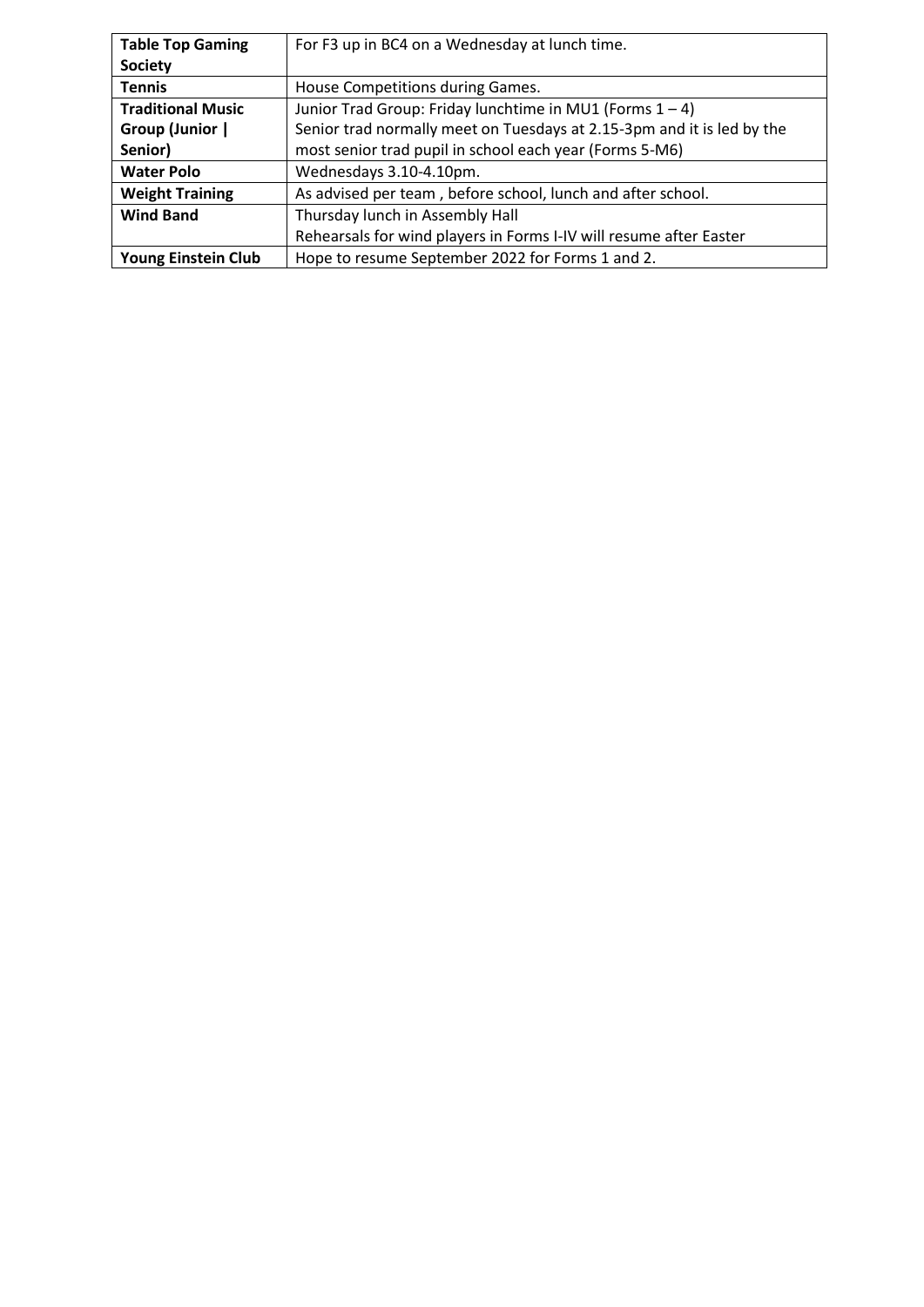| | |
|---|---|
| **Table Top Gaming Society** | For F3 up in BC4 on a Wednesday at lunch time. |
| **Tennis** | House Competitions during Games. |
| **Traditional Music Group (Junior \| Senior)** | Junior Trad Group: Friday lunchtime in MU1 (Forms 1 – 4)<br>Senior trad normally meet on Tuesdays at 2.15-3pm and it is led by the most senior trad pupil in school each year (Forms 5-M6) |
| **Water Polo** | Wednesdays 3.10-4.10pm. |
| **Weight Training** | As advised per team , before school, lunch and after school. |
| **Wind Band** | Thursday lunch in Assembly Hall<br>Rehearsals for wind players in Forms I-IV will resume after Easter |
| **Young Einstein Club** | Hope to resume September 2022 for Forms 1 and 2. |